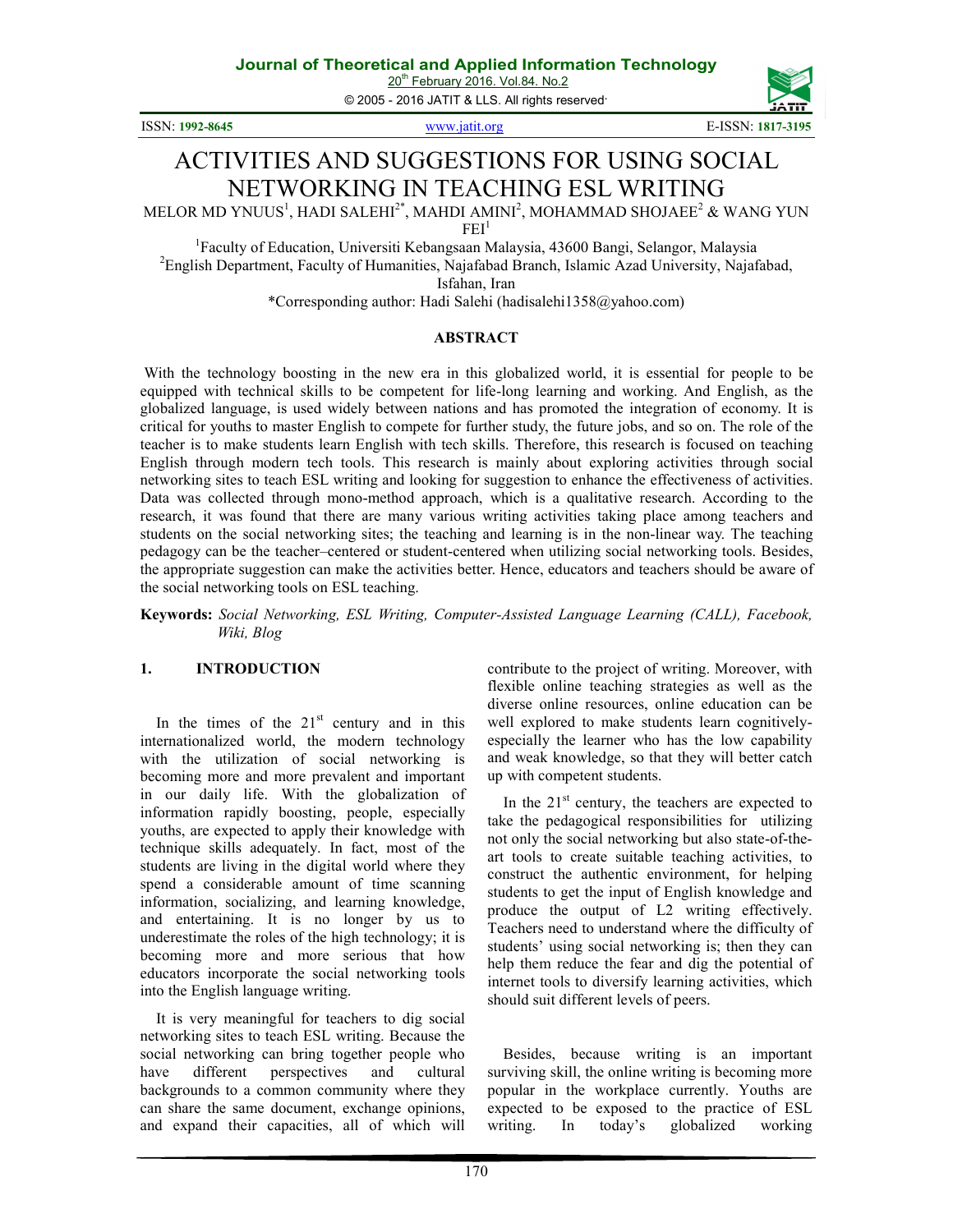# ACTIVITIES AND SUGGESTIONS FOR USING SOCIAL NETWORKING IN TEACHING ESL WRITING

MELOR MD YNUUS[1], HADI SALEHI[2*], MAHDI AMINI[2], MOHAMMAD SHOJAEE[2] & WANG YUN FEI[1]

[1]Faculty of Education, Universiti Kebangsaan Malaysia, 43600 Bangi, Selangor, Malaysia

[2]English Department, Faculty of Humanities, Najafabad Branch, Islamic Azad University, Najafabad, Isfahan, Iran

*Corresponding author: Hadi Salehi (hadisalehi1358@yahoo.com)

## ABSTRACT

With the technology boosting in the new era in this globalized world, it is essential for people to be equipped with technical skills to be competent for life-long learning and working. And English, as the globalized language, is used widely between nations and has promoted the integration of economy. It is critical for youths to master English to compete for further study, the future jobs, and so on. The role of the teacher is to make students learn English with tech skills. Therefore, this research is focused on teaching English through modern tech tools. This research is mainly about exploring activities through social networking sites to teach ESL writing and looking for suggestion to enhance the effectiveness of activities. Data was collected through mono-method approach, which is a qualitative research. According to the research, it was found that there are many various writing activities taking place among teachers and students on the social networking sites; the teaching and learning is in the non-linear way. The teaching pedagogy can be the teacher–centered or student-centered when utilizing social networking tools. Besides, the appropriate suggestion can make the activities better. Hence, educators and teachers should be aware of the social networking tools on ESL teaching.

**Keywords:** *Social Networking, ESL Writing, Computer-Assisted Language Learning (CALL), Facebook, Wiki, Blog*

## 1. INTRODUCTION

In the times of the 21st century and in this internationalized world, the modern technology with the utilization of social networking is becoming more and more prevalent and important in our daily life. With the globalization of information rapidly boosting, people, especially youths, are expected to apply their knowledge with technique skills adequately. In fact, most of the students are living in the digital world where they spend a considerable amount of time scanning information, socializing, and learning knowledge, and entertaining. It is no longer by us to underestimate the roles of the high technology; it is becoming more and more serious that how educators incorporate the social networking tools into the English language writing.

It is very meaningful for teachers to dig social networking sites to teach ESL writing. Because the social networking can bring together people who have different perspectives and cultural backgrounds to a common community where they can share the same document, exchange opinions, and expand their capacities, all of which will contribute to the project of writing. Moreover, with flexible online teaching strategies as well as the diverse online resources, online education can be well explored to make students learn cognitively- especially the learner who has the low capability and weak knowledge, so that they will better catch up with competent students.

In the 21st century, the teachers are expected to take the pedagogical responsibilities for utilizing not only the social networking but also state-of-the-art tools to create suitable teaching activities, to construct the authentic environment, for helping students to get the input of English knowledge and produce the output of L2 writing effectively. Teachers need to understand where the difficulty of students' using social networking is; then they can help them reduce the fear and dig the potential of internet tools to diversify learning activities, which should suit different levels of peers.

Besides, because writing is an important surviving skill, the online writing is becoming more popular in the workplace currently. Youths are expected to be exposed to the practice of ESL writing. In today's globalized working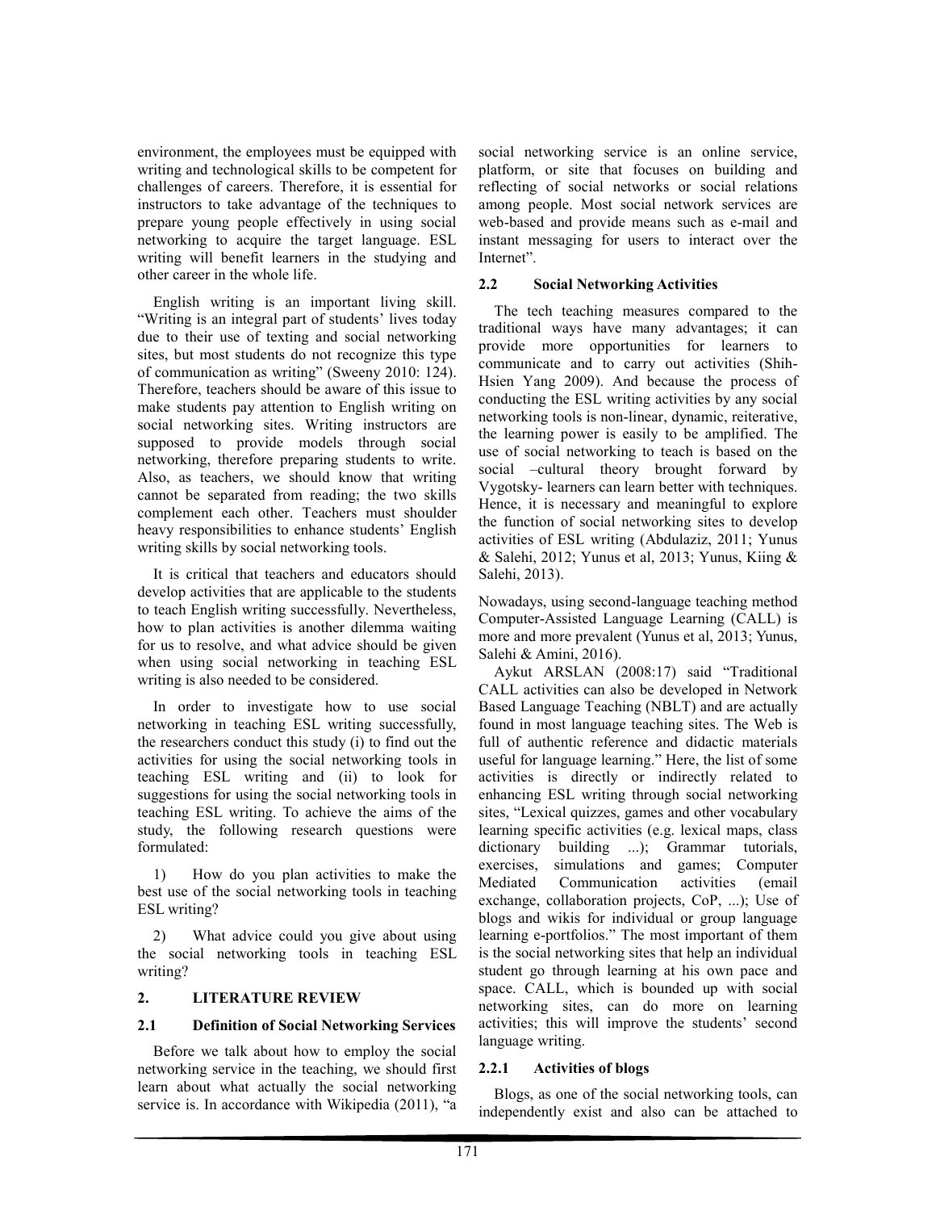environment, the employees must be equipped with writing and technological skills to be competent for challenges of careers. Therefore, it is essential for instructors to take advantage of the techniques to prepare young people effectively in using social networking to acquire the target language. ESL writing will benefit learners in the studying and other career in the whole life.

English writing is an important living skill. "Writing is an integral part of students' lives today due to their use of texting and social networking sites, but most students do not recognize this type of communication as writing" (Sweeny 2010: 124). Therefore, teachers should be aware of this issue to make students pay attention to English writing on social networking sites. Writing instructors are supposed to provide models through social networking, therefore preparing students to write. Also, as teachers, we should know that writing cannot be separated from reading; the two skills complement each other. Teachers must shoulder heavy responsibilities to enhance students' English writing skills by social networking tools.

It is critical that teachers and educators should develop activities that are applicable to the students to teach English writing successfully. Nevertheless, how to plan activities is another dilemma waiting for us to resolve, and what advice should be given when using social networking in teaching ESL writing is also needed to be considered.

In order to investigate how to use social networking in teaching ESL writing successfully, the researchers conduct this study (i) to find out the activities for using the social networking tools in teaching ESL writing and (ii) to look for suggestions for using the social networking tools in teaching ESL writing. To achieve the aims of the study, the following research questions were formulated:

1) How do you plan activities to make the best use of the social networking tools in teaching ESL writing?

2) What advice could you give about using the social networking tools in teaching ESL writing?

## 2. LITERATURE REVIEW

### 2.1 Definition of Social Networking Services

Before we talk about how to employ the social networking service in the teaching, we should first learn about what actually the social networking service is. In accordance with Wikipedia (2011), "a social networking service is an online service, platform, or site that focuses on building and reflecting of social networks or social relations among people. Most social network services are web-based and provide means such as e-mail and instant messaging for users to interact over the Internet".

### 2.2 Social Networking Activities

The tech teaching measures compared to the traditional ways have many advantages; it can provide more opportunities for learners to communicate and to carry out activities (Shih-Hsien Yang 2009). And because the process of conducting the ESL writing activities by any social networking tools is non-linear, dynamic, reiterative, the learning power is easily to be amplified. The use of social networking to teach is based on the social –cultural theory brought forward by Vygotsky- learners can learn better with techniques. Hence, it is necessary and meaningful to explore the function of social networking sites to develop activities of ESL writing (Abdulaziz, 2011; Yunus & Salehi, 2012; Yunus et al, 2013; Yunus, Kiing & Salehi, 2013).

Nowadays, using second-language teaching method Computer-Assisted Language Learning (CALL) is more and more prevalent (Yunus et al, 2013; Yunus, Salehi & Amini, 2016).

Aykut ARSLAN (2008:17) said "Traditional CALL activities can also be developed in Network Based Language Teaching (NBLT) and are actually found in most language teaching sites. The Web is full of authentic reference and didactic materials useful for language learning." Here, the list of some activities is directly or indirectly related to enhancing ESL writing through social networking sites, "Lexical quizzes, games and other vocabulary learning specific activities (e.g. lexical maps, class dictionary building ...); Grammar tutorials, exercises, simulations and games; Computer Mediated Communication activities (email exchange, collaboration projects, CoP, ...); Use of blogs and wikis for individual or group language learning e-portfolios." The most important of them is the social networking sites that help an individual student go through learning at his own pace and space. CALL, which is bounded up with social networking sites, can do more on learning activities; this will improve the students' second language writing.

#### 2.2.1 Activities of blogs

Blogs, as one of the social networking tools, can independently exist and also can be attached to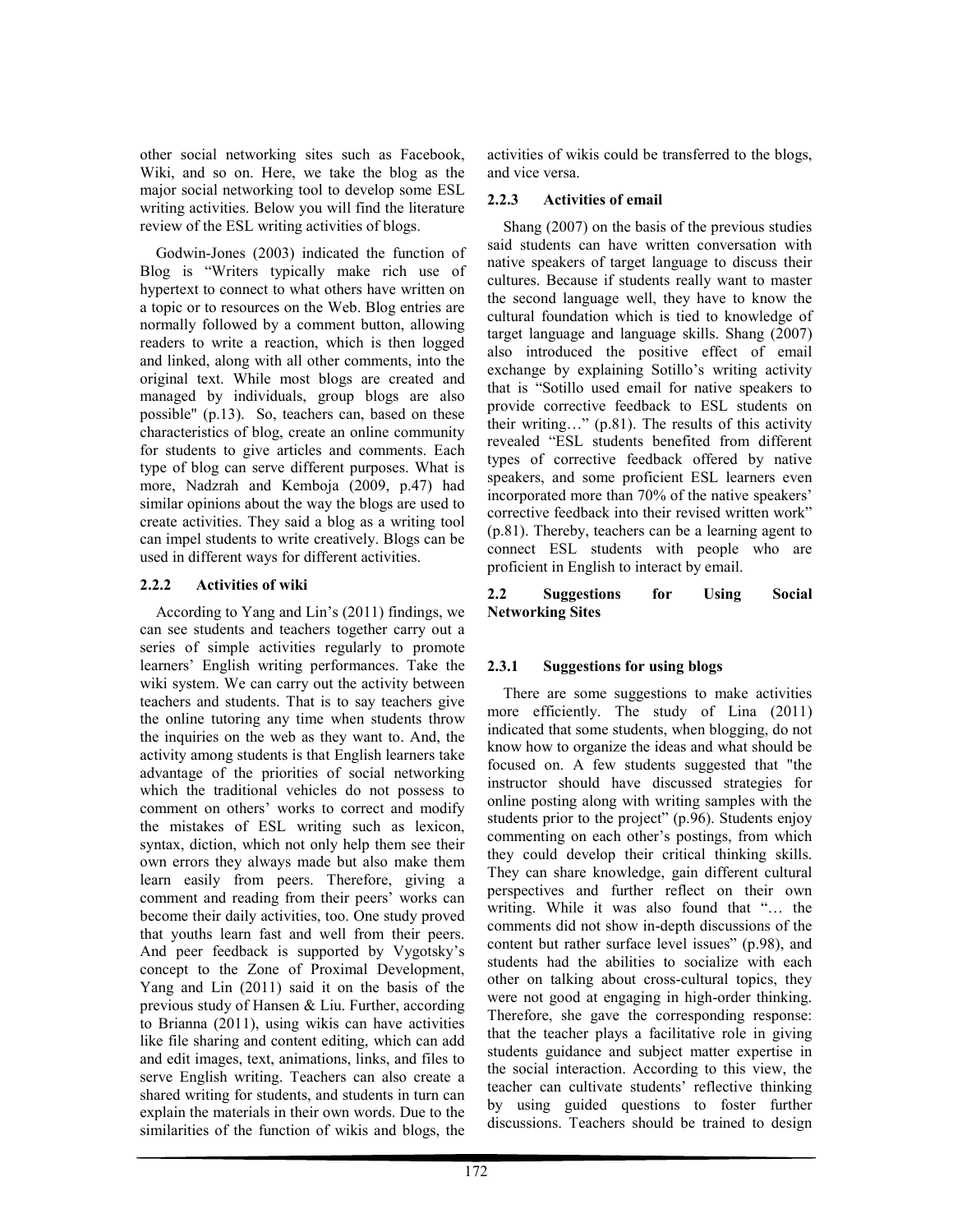other social networking sites such as Facebook, Wiki, and so on. Here, we take the blog as the major social networking tool to develop some ESL writing activities. Below you will find the literature review of the ESL writing activities of blogs.

Godwin-Jones (2003) indicated the function of Blog is "Writers typically make rich use of hypertext to connect to what others have written on a topic or to resources on the Web. Blog entries are normally followed by a comment button, allowing readers to write a reaction, which is then logged and linked, along with all other comments, into the original text. While most blogs are created and managed by individuals, group blogs are also possible" (p.13). So, teachers can, based on these characteristics of blog, create an online community for students to give articles and comments. Each type of blog can serve different purposes. What is more, Nadzrah and Kemboja (2009, p.47) had similar opinions about the way the blogs are used to create activities. They said a blog as a writing tool can impel students to write creatively. Blogs can be used in different ways for different activities.

### 2.2.2 Activities of wiki

According to Yang and Lin's (2011) findings, we can see students and teachers together carry out a series of simple activities regularly to promote learners' English writing performances. Take the wiki system. We can carry out the activity between teachers and students. That is to say teachers give the online tutoring any time when students throw the inquiries on the web as they want to. And, the activity among students is that English learners take advantage of the priorities of social networking which the traditional vehicles do not possess to comment on others' works to correct and modify the mistakes of ESL writing such as lexicon, syntax, diction, which not only help them see their own errors they always made but also make them learn easily from peers. Therefore, giving a comment and reading from their peers' works can become their daily activities, too. One study proved that youths learn fast and well from their peers. And peer feedback is supported by Vygotsky's concept to the Zone of Proximal Development, Yang and Lin (2011) said it on the basis of the previous study of Hansen & Liu. Further, according to Brianna (2011), using wikis can have activities like file sharing and content editing, which can add and edit images, text, animations, links, and files to serve English writing. Teachers can also create a shared writing for students, and students in turn can explain the materials in their own words. Due to the similarities of the function of wikis and blogs, the activities of wikis could be transferred to the blogs, and vice versa.

### 2.2.3 Activities of email

Shang (2007) on the basis of the previous studies said students can have written conversation with native speakers of target language to discuss their cultures. Because if students really want to master the second language well, they have to know the cultural foundation which is tied to knowledge of target language and language skills. Shang (2007) also introduced the positive effect of email exchange by explaining Sotillo's writing activity that is "Sotillo used email for native speakers to provide corrective feedback to ESL students on their writing…" (p.81). The results of this activity revealed "ESL students benefited from different types of corrective feedback offered by native speakers, and some proficient ESL learners even incorporated more than 70% of the native speakers' corrective feedback into their revised written work" (p.81). Thereby, teachers can be a learning agent to connect ESL students with people who are proficient in English to interact by email.

## 2.2 Suggestions for Using Social Networking Sites

### 2.3.1 Suggestions for using blogs

There are some suggestions to make activities more efficiently. The study of Lina (2011) indicated that some students, when blogging, do not know how to organize the ideas and what should be focused on. A few students suggested that "the instructor should have discussed strategies for online posting along with writing samples with the students prior to the project" (p.96). Students enjoy commenting on each other's postings, from which they could develop their critical thinking skills. They can share knowledge, gain different cultural perspectives and further reflect on their own writing. While it was also found that "… the comments did not show in-depth discussions of the content but rather surface level issues" (p.98), and students had the abilities to socialize with each other on talking about cross-cultural topics, they were not good at engaging in high-order thinking. Therefore, she gave the corresponding response: that the teacher plays a facilitative role in giving students guidance and subject matter expertise in the social interaction. According to this view, the teacher can cultivate students' reflective thinking by using guided questions to foster further discussions. Teachers should be trained to design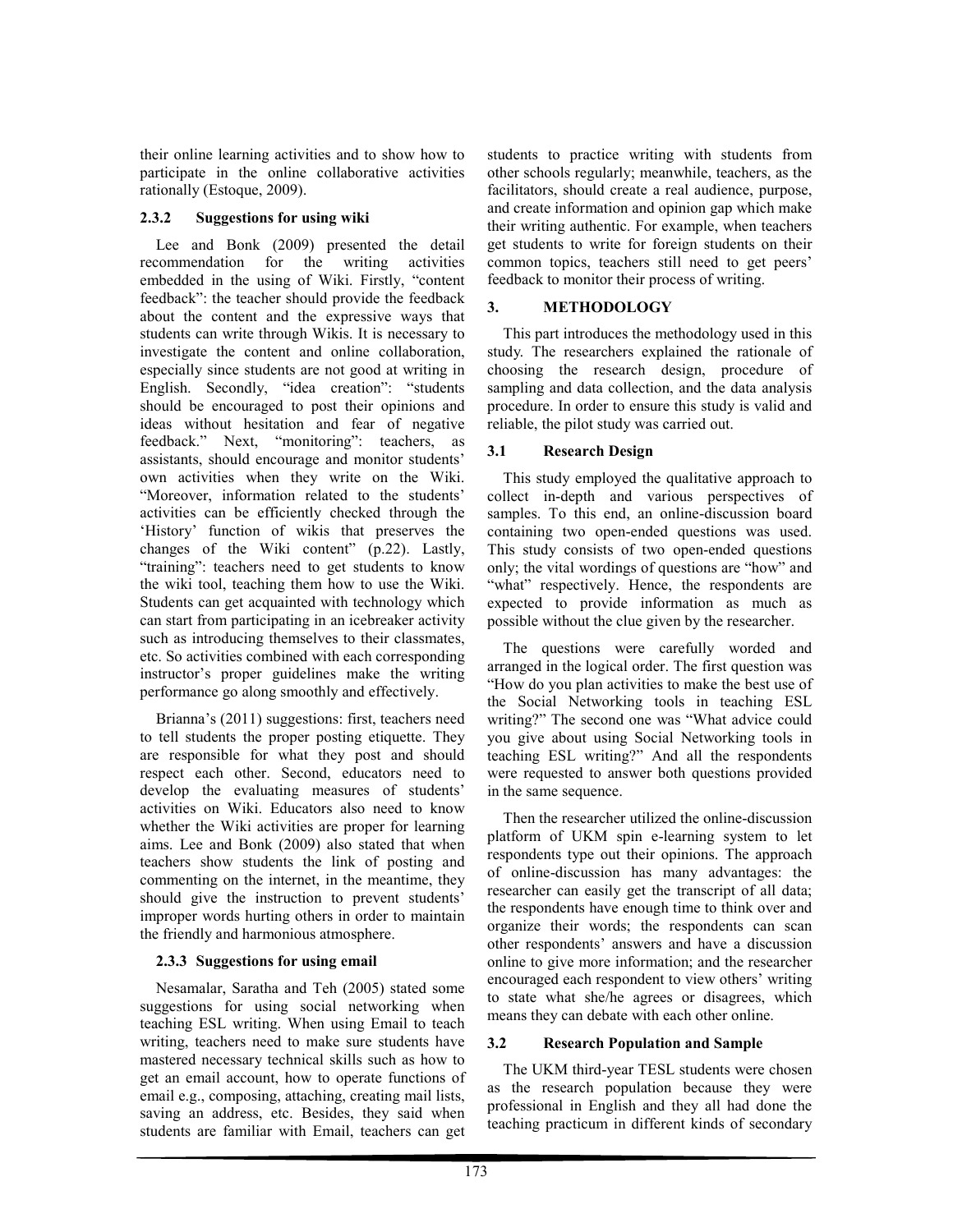their online learning activities and to show how to participate in the online collaborative activities rationally (Estoque, 2009).

### 2.3.2 Suggestions for using wiki

Lee and Bonk (2009) presented the detail recommendation for the writing activities embedded in the using of Wiki. Firstly, "content feedback": the teacher should provide the feedback about the content and the expressive ways that students can write through Wikis. It is necessary to investigate the content and online collaboration, especially since students are not good at writing in English. Secondly, "idea creation": "students should be encouraged to post their opinions and ideas without hesitation and fear of negative feedback." Next, "monitoring": teachers, as assistants, should encourage and monitor students' own activities when they write on the Wiki. "Moreover, information related to the students' activities can be efficiently checked through the 'History' function of wikis that preserves the changes of the Wiki content" (p.22). Lastly, "training": teachers need to get students to know the wiki tool, teaching them how to use the Wiki. Students can get acquainted with technology which can start from participating in an icebreaker activity such as introducing themselves to their classmates, etc. So activities combined with each corresponding instructor's proper guidelines make the writing performance go along smoothly and effectively.

Brianna's (2011) suggestions: first, teachers need to tell students the proper posting etiquette. They are responsible for what they post and should respect each other. Second, educators need to develop the evaluating measures of students' activities on Wiki. Educators also need to know whether the Wiki activities are proper for learning aims. Lee and Bonk (2009) also stated that when teachers show students the link of posting and commenting on the internet, in the meantime, they should give the instruction to prevent students' improper words hurting others in order to maintain the friendly and harmonious atmosphere.

### 2.3.3 Suggestions for using email

Nesamalar, Saratha and Teh (2005) stated some suggestions for using social networking when teaching ESL writing. When using Email to teach writing, teachers need to make sure students have mastered necessary technical skills such as how to get an email account, how to operate functions of email e.g., composing, attaching, creating mail lists, saving an address, etc. Besides, they said when students are familiar with Email, teachers can get students to practice writing with students from other schools regularly; meanwhile, teachers, as the facilitators, should create a real audience, purpose, and create information and opinion gap which make their writing authentic. For example, when teachers get students to write for foreign students on their common topics, teachers still need to get peers' feedback to monitor their process of writing.

## 3. METHODOLOGY

This part introduces the methodology used in this study. The researchers explained the rationale of choosing the research design, procedure of sampling and data collection, and the data analysis procedure. In order to ensure this study is valid and reliable, the pilot study was carried out.

### 3.1 Research Design

This study employed the qualitative approach to collect in-depth and various perspectives of samples. To this end, an online-discussion board containing two open-ended questions was used. This study consists of two open-ended questions only; the vital wordings of questions are "how" and "what" respectively. Hence, the respondents are expected to provide information as much as possible without the clue given by the researcher.

The questions were carefully worded and arranged in the logical order. The first question was "How do you plan activities to make the best use of the Social Networking tools in teaching ESL writing?" The second one was "What advice could you give about using Social Networking tools in teaching ESL writing?" And all the respondents were requested to answer both questions provided in the same sequence.

Then the researcher utilized the online-discussion platform of UKM spin e-learning system to let respondents type out their opinions. The approach of online-discussion has many advantages: the researcher can easily get the transcript of all data; the respondents have enough time to think over and organize their words; the respondents can scan other respondents' answers and have a discussion online to give more information; and the researcher encouraged each respondent to view others' writing to state what she/he agrees or disagrees, which means they can debate with each other online.

### 3.2 Research Population and Sample

The UKM third-year TESL students were chosen as the research population because they were professional in English and they all had done the teaching practicum in different kinds of secondary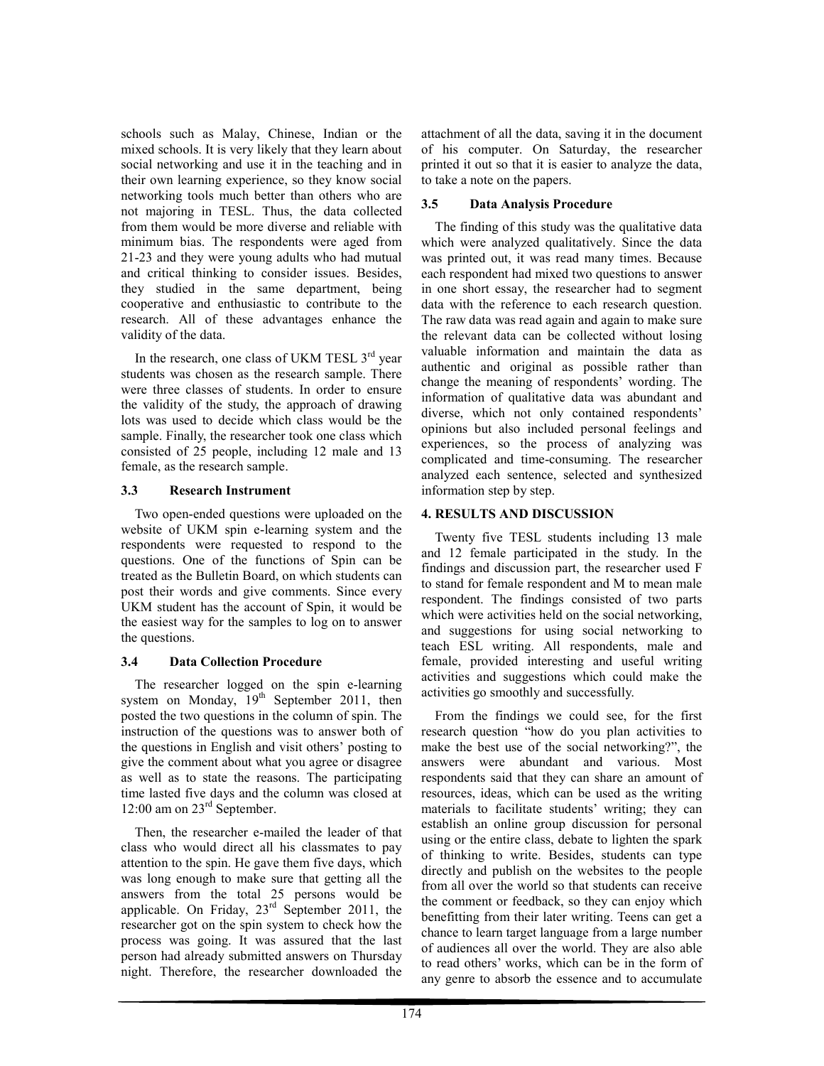schools such as Malay, Chinese, Indian or the mixed schools. It is very likely that they learn about social networking and use it in the teaching and in their own learning experience, so they know social networking tools much better than others who are not majoring in TESL. Thus, the data collected from them would be more diverse and reliable with minimum bias. The respondents were aged from 21-23 and they were young adults who had mutual and critical thinking to consider issues. Besides, they studied in the same department, being cooperative and enthusiastic to contribute to the research. All of these advantages enhance the validity of the data.

In the research, one class of UKM TESL 3rd year students was chosen as the research sample. There were three classes of students. In order to ensure the validity of the study, the approach of drawing lots was used to decide which class would be the sample. Finally, the researcher took one class which consisted of 25 people, including 12 male and 13 female, as the research sample.

### 3.3 Research Instrument

Two open-ended questions were uploaded on the website of UKM spin e-learning system and the respondents were requested to respond to the questions. One of the functions of Spin can be treated as the Bulletin Board, on which students can post their words and give comments. Since every UKM student has the account of Spin, it would be the easiest way for the samples to log on to answer the questions.

### 3.4 Data Collection Procedure

The researcher logged on the spin e-learning system on Monday, 19th September 2011, then posted the two questions in the column of spin. The instruction of the questions was to answer both of the questions in English and visit others' posting to give the comment about what you agree or disagree as well as to state the reasons. The participating time lasted five days and the column was closed at 12:00 am on 23rd September.

Then, the researcher e-mailed the leader of that class who would direct all his classmates to pay attention to the spin. He gave them five days, which was long enough to make sure that getting all the answers from the total 25 persons would be applicable. On Friday, 23rd September 2011, the researcher got on the spin system to check how the process was going. It was assured that the last person had already submitted answers on Thursday night. Therefore, the researcher downloaded the attachment of all the data, saving it in the document of his computer. On Saturday, the researcher printed it out so that it is easier to analyze the data, to take a note on the papers.

### 3.5 Data Analysis Procedure

The finding of this study was the qualitative data which were analyzed qualitatively. Since the data was printed out, it was read many times. Because each respondent had mixed two questions to answer in one short essay, the researcher had to segment data with the reference to each research question. The raw data was read again and again to make sure the relevant data can be collected without losing valuable information and maintain the data as authentic and original as possible rather than change the meaning of respondents' wording. The information of qualitative data was abundant and diverse, which not only contained respondents' opinions but also included personal feelings and experiences, so the process of analyzing was complicated and time-consuming. The researcher analyzed each sentence, selected and synthesized information step by step.

## 4. RESULTS AND DISCUSSION

Twenty five TESL students including 13 male and 12 female participated in the study. In the findings and discussion part, the researcher used F to stand for female respondent and M to mean male respondent. The findings consisted of two parts which were activities held on the social networking, and suggestions for using social networking to teach ESL writing. All respondents, male and female, provided interesting and useful writing activities and suggestions which could make the activities go smoothly and successfully.

From the findings we could see, for the first research question "how do you plan activities to make the best use of the social networking?", the answers were abundant and various. Most respondents said that they can share an amount of resources, ideas, which can be used as the writing materials to facilitate students' writing; they can establish an online group discussion for personal using or the entire class, debate to lighten the spark of thinking to write. Besides, students can type directly and publish on the websites to the people from all over the world so that students can receive the comment or feedback, so they can enjoy which benefitting from their later writing. Teens can get a chance to learn target language from a large number of audiences all over the world. They are also able to read others' works, which can be in the form of any genre to absorb the essence and to accumulate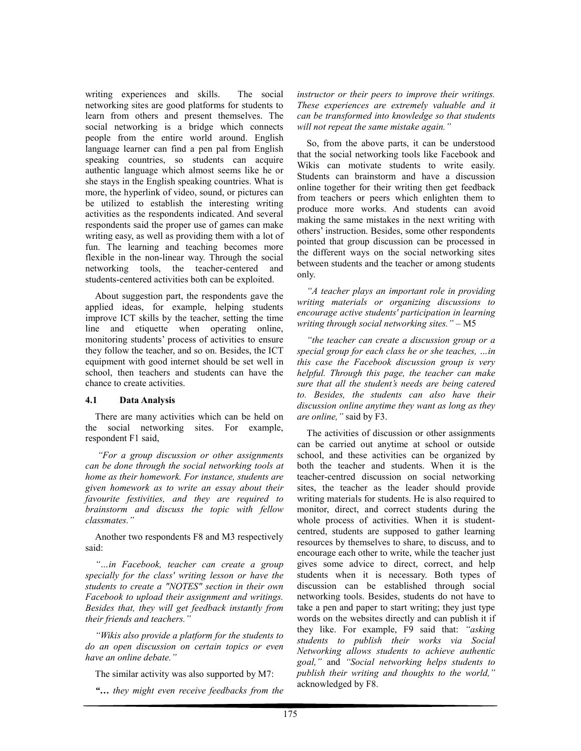writing experiences and skills. The social networking sites are good platforms for students to learn from others and present themselves. The social networking is a bridge which connects people from the entire world around. English language learner can find a pen pal from English speaking countries, so students can acquire authentic language which almost seems like he or she stays in the English speaking countries. What is more, the hyperlink of video, sound, or pictures can be utilized to establish the interesting writing activities as the respondents indicated. And several respondents said the proper use of games can make writing easy, as well as providing them with a lot of fun. The learning and teaching becomes more flexible in the non-linear way. Through the social networking tools, the teacher-centered and students-centered activities both can be exploited.

About suggestion part, the respondents gave the applied ideas, for example, helping students improve ICT skills by the teacher, setting the time line and etiquette when operating online, monitoring students' process of activities to ensure they follow the teacher, and so on. Besides, the ICT equipment with good internet should be set well in school, then teachers and students can have the chance to create activities.

### 4.1 Data Analysis

There are many activities which can be held on the social networking sites. For example, respondent F1 said,

*"For a group discussion or other assignments can be done through the social networking tools at home as their homework. For instance, students are given homework as to write an essay about their favourite festivities, and they are required to brainstorm and discuss the topic with fellow classmates."*

Another two respondents F8 and M3 respectively said:

*"…in Facebook, teacher can create a group specially for the class' writing lesson or have the students to create a "NOTES" section in their own Facebook to upload their assignment and writings. Besides that, they will get feedback instantly from their friends and teachers."*

*"Wikis also provide a platform for the students to do an open discussion on certain topics or even have an online debate."*

The similar activity was also supported by M7:

*"… they might even receive feedbacks from the instructor or their peers to improve their writings. These experiences are extremely valuable and it can be transformed into knowledge so that students will not repeat the same mistake again."*

So, from the above parts, it can be understood that the social networking tools like Facebook and Wikis can motivate students to write easily. Students can brainstorm and have a discussion online together for their writing then get feedback from teachers or peers which enlighten them to produce more works. And students can avoid making the same mistakes in the next writing with others' instruction. Besides, some other respondents pointed that group discussion can be processed in the different ways on the social networking sites between students and the teacher or among students only.

*"A teacher plays an important role in providing writing materials or organizing discussions to encourage active students' participation in learning writing through social networking sites."* – M5

*"the teacher can create a discussion group or a special group for each class he or she teaches, …in this case the Facebook discussion group is very helpful. Through this page, the teacher can make sure that all the student's needs are being catered to. Besides, the students can also have their discussion online anytime they want as long as they are online,"* said by F3.

The activities of discussion or other assignments can be carried out anytime at school or outside school, and these activities can be organized by both the teacher and students. When it is the teacher-centred discussion on social networking sites, the teacher as the leader should provide writing materials for students. He is also required to monitor, direct, and correct students during the whole process of activities. When it is student-centred, students are supposed to gather learning resources by themselves to share, to discuss, and to encourage each other to write, while the teacher just gives some advice to direct, correct, and help students when it is necessary. Both types of discussion can be established through social networking tools. Besides, students do not have to take a pen and paper to start writing; they just type words on the websites directly and can publish it if they like. For example, F9 said that: *"asking students to publish their works via Social Networking allows students to achieve authentic goal,"* and *"Social networking helps students to publish their writing and thoughts to the world,"* acknowledged by F8.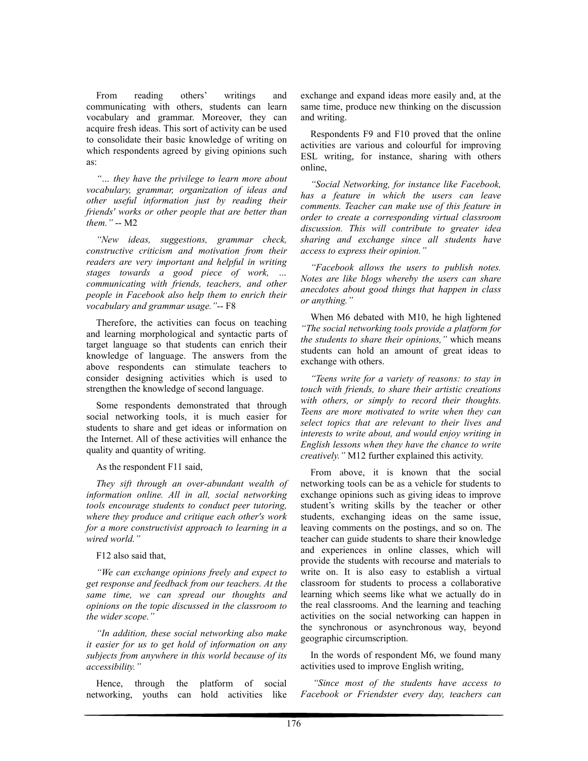From reading others' writings and communicating with others, students can learn vocabulary and grammar. Moreover, they can acquire fresh ideas. This sort of activity can be used to consolidate their basic knowledge of writing on which respondents agreed by giving opinions such as:

*"… they have the privilege to learn more about vocabulary, grammar, organization of ideas and other useful information just by reading their friends' works or other people that are better than them."* -- M2

*"New ideas, suggestions, grammar check, constructive criticism and motivation from their readers are very important and helpful in writing stages towards a good piece of work, … communicating with friends, teachers, and other people in Facebook also help them to enrich their vocabulary and grammar usage."*-- F8

Therefore, the activities can focus on teaching and learning morphological and syntactic parts of target language so that students can enrich their knowledge of language. The answers from the above respondents can stimulate teachers to consider designing activities which is used to strengthen the knowledge of second language.

Some respondents demonstrated that through social networking tools, it is much easier for students to share and get ideas or information on the Internet. All of these activities will enhance the quality and quantity of writing.

As the respondent F11 said,

*They sift through an over-abundant wealth of information online. All in all, social networking tools encourage students to conduct peer tutoring, where they produce and critique each other's work for a more constructivist approach to learning in a wired world."*

F12 also said that,

*"We can exchange opinions freely and expect to get response and feedback from our teachers. At the same time, we can spread our thoughts and opinions on the topic discussed in the classroom to the wider scope."*

*"In addition, these social networking also make it easier for us to get hold of information on any subjects from anywhere in this world because of its accessibility."*

Hence, through the platform of social networking, youths can hold activities like exchange and expand ideas more easily and, at the same time, produce new thinking on the discussion and writing.

Respondents F9 and F10 proved that the online activities are various and colourful for improving ESL writing, for instance, sharing with others online,

*"Social Networking, for instance like Facebook, has a feature in which the users can leave comments. Teacher can make use of this feature in order to create a corresponding virtual classroom discussion. This will contribute to greater idea sharing and exchange since all students have access to express their opinion."*

*"Facebook allows the users to publish notes. Notes are like blogs whereby the users can share anecdotes about good things that happen in class or anything."*

When M6 debated with M10, he high lightened *"The social networking tools provide a platform for the students to share their opinions,"* which means students can hold an amount of great ideas to exchange with others.

*"Teens write for a variety of reasons: to stay in touch with friends, to share their artistic creations with others, or simply to record their thoughts. Teens are more motivated to write when they can select topics that are relevant to their lives and interests to write about, and would enjoy writing in English lessons when they have the chance to write creatively."* M12 further explained this activity.

From above, it is known that the social networking tools can be as a vehicle for students to exchange opinions such as giving ideas to improve student's writing skills by the teacher or other students, exchanging ideas on the same issue, leaving comments on the postings, and so on. The teacher can guide students to share their knowledge and experiences in online classes, which will provide the students with recourse and materials to write on. It is also easy to establish a virtual classroom for students to process a collaborative learning which seems like what we actually do in the real classrooms. And the learning and teaching activities on the social networking can happen in the synchronous or asynchronous way, beyond geographic circumscription.

In the words of respondent M6, we found many activities used to improve English writing,

*"Since most of the students have access to Facebook or Friendster every day, teachers can*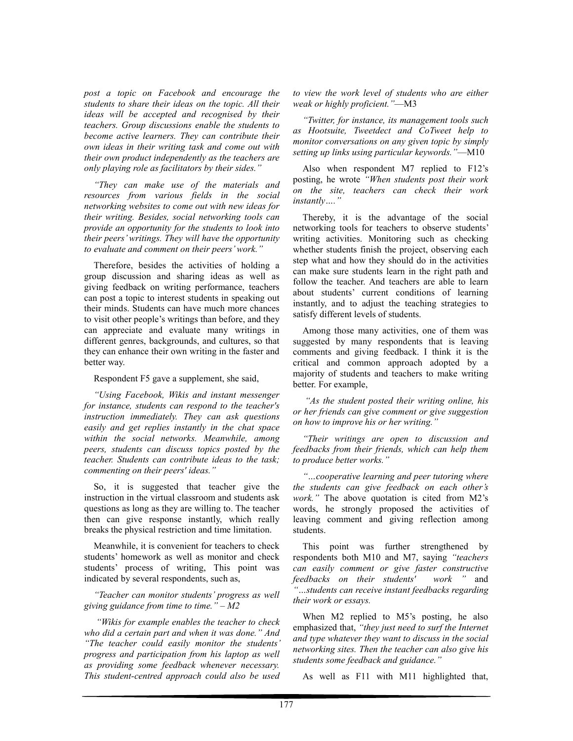*post a topic on Facebook and encourage the students to share their ideas on the topic. All their ideas will be accepted and recognised by their teachers. Group discussions enable the students to become active learners. They can contribute their own ideas in their writing task and come out with their own product independently as the teachers are only playing role as facilitators by their sides."*

*"They can make use of the materials and resources from various fields in the social networking websites to come out with new ideas for their writing. Besides, social networking tools can provide an opportunity for the students to look into their peers' writings. They will have the opportunity to evaluate and comment on their peers' work."*

Therefore, besides the activities of holding a group discussion and sharing ideas as well as giving feedback on writing performance, teachers can post a topic to interest students in speaking out their minds. Students can have much more chances to visit other people's writings than before, and they can appreciate and evaluate many writings in different genres, backgrounds, and cultures, so that they can enhance their own writing in the faster and better way.

Respondent F5 gave a supplement, she said,

*"Using Facebook, Wikis and instant messenger for instance, students can respond to the teacher's instruction immediately. They can ask questions easily and get replies instantly in the chat space within the social networks. Meanwhile, among peers, students can discuss topics posted by the teacher. Students can contribute ideas to the task; commenting on their peers' ideas."*

So, it is suggested that teacher give the instruction in the virtual classroom and students ask questions as long as they are willing to. The teacher then can give response instantly, which really breaks the physical restriction and time limitation.

Meanwhile, it is convenient for teachers to check students' homework as well as monitor and check students' process of writing, This point was indicated by several respondents, such as,

*"Teacher can monitor students' progress as well giving guidance from time to time." – M2*

*"Wikis for example enables the teacher to check who did a certain part and when it was done."* And *"The teacher could easily monitor the students' progress and participation from his laptop as well as providing some feedback whenever necessary. This student-centred approach could also be used to view the work level of students who are either weak or highly proficient."*—M3

*"Twitter, for instance, its management tools such as Hootsuite, Tweetdect and CoTweet help to monitor conversations on any given topic by simply setting up links using particular keywords."*—M10

Also when respondent M7 replied to F12's posting, he wrote *"When students post their work on the site, teachers can check their work instantly…."*

Thereby, it is the advantage of the social networking tools for teachers to observe students' writing activities. Monitoring such as checking whether students finish the project, observing each step what and how they should do in the activities can make sure students learn in the right path and follow the teacher. And teachers are able to learn about students' current conditions of learning instantly, and to adjust the teaching strategies to satisfy different levels of students.

Among those many activities, one of them was suggested by many respondents that is leaving comments and giving feedback. I think it is the critical and common approach adopted by a majority of students and teachers to make writing better. For example,

*"As the student posted their writing online, his or her friends can give comment or give suggestion on how to improve his or her writing."*

*"Their writings are open to discussion and feedbacks from their friends, which can help them to produce better works."*

*"…cooperative learning and peer tutoring where the students can give feedback on each other's work."* The above quotation is cited from M2's words, he strongly proposed the activities of leaving comment and giving reflection among students.

This point was further strengthened by respondents both M10 and M7, saying *"teachers can easily comment or give faster constructive feedbacks on their students' work "* and *"…students can receive instant feedbacks regarding their work or essays.*

When M2 replied to M5's posting, he also emphasized that, *"they just need to surf the Internet and type whatever they want to discuss in the social networking sites. Then the teacher can also give his students some feedback and guidance."*

As well as F11 with M11 highlighted that,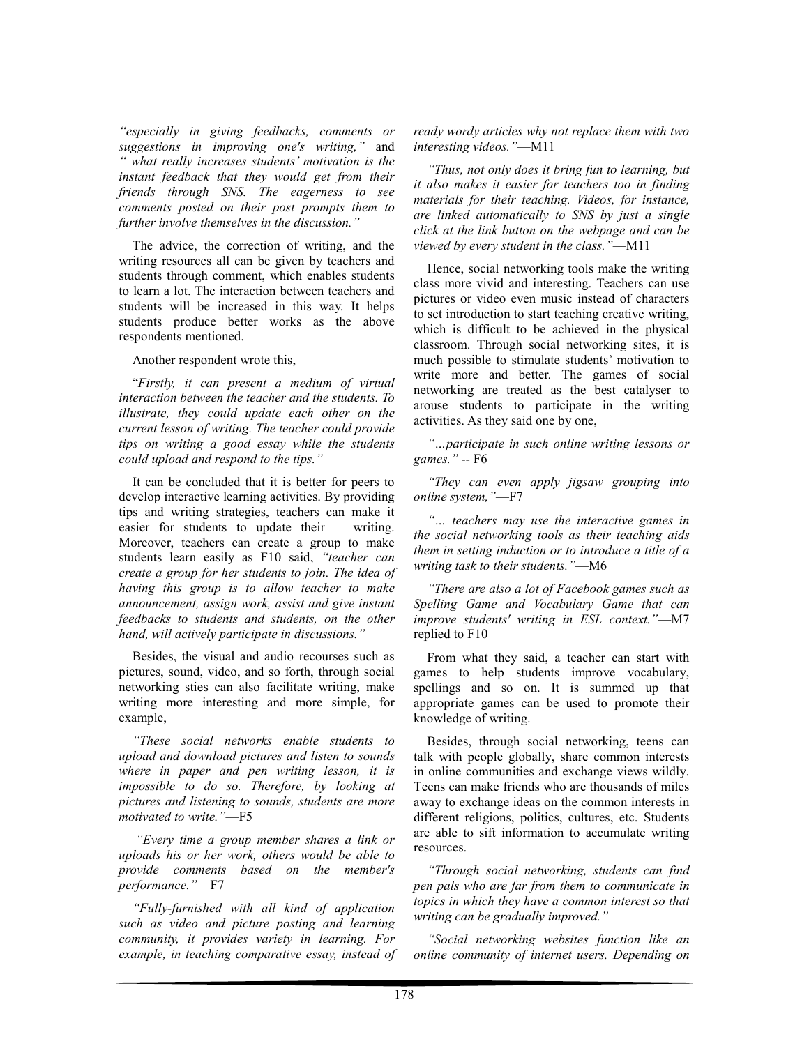*"especially in giving feedbacks, comments or suggestions in improving one's writing,"* and *" what really increases students' motivation is the instant feedback that they would get from their friends through SNS. The eagerness to see comments posted on their post prompts them to further involve themselves in the discussion."*

The advice, the correction of writing, and the writing resources all can be given by teachers and students through comment, which enables students to learn a lot. The interaction between teachers and students will be increased in this way. It helps students produce better works as the above respondents mentioned.

Another respondent wrote this,

"*Firstly, it can present a medium of virtual interaction between the teacher and the students. To illustrate, they could update each other on the current lesson of writing. The teacher could provide tips on writing a good essay while the students could upload and respond to the tips."*

It can be concluded that it is better for peers to develop interactive learning activities. By providing tips and writing strategies, teachers can make it easier for students to update their writing. Moreover, teachers can create a group to make students learn easily as F10 said, *"teacher can create a group for her students to join. The idea of having this group is to allow teacher to make announcement, assign work, assist and give instant feedbacks to students and students, on the other hand, will actively participate in discussions."*

Besides, the visual and audio recourses such as pictures, sound, video, and so forth, through social networking sties can also facilitate writing, make writing more interesting and more simple, for example,

*"These social networks enable students to upload and download pictures and listen to sounds where in paper and pen writing lesson, it is impossible to do so. Therefore, by looking at pictures and listening to sounds, students are more motivated to write."*—F5

*"Every time a group member shares a link or uploads his or her work, others would be able to provide comments based on the member's performance."* – F7

*"Fully-furnished with all kind of application such as video and picture posting and learning community, it provides variety in learning. For example, in teaching comparative essay, instead of ready wordy articles why not replace them with two interesting videos."*—M11

*"Thus, not only does it bring fun to learning, but it also makes it easier for teachers too in finding materials for their teaching. Videos, for instance, are linked automatically to SNS by just a single click at the link button on the webpage and can be viewed by every student in the class."*—M11

Hence, social networking tools make the writing class more vivid and interesting. Teachers can use pictures or video even music instead of characters to set introduction to start teaching creative writing, which is difficult to be achieved in the physical classroom. Through social networking sites, it is much possible to stimulate students' motivation to write more and better. The games of social networking are treated as the best catalyser to arouse students to participate in the writing activities. As they said one by one,

*"...participate in such online writing lessons or games."* -- F6

*"They can even apply jigsaw grouping into online system,"*—F7

*"… teachers may use the interactive games in the social networking tools as their teaching aids them in setting induction or to introduce a title of a writing task to their students."*—M6

*"There are also a lot of Facebook games such as Spelling Game and Vocabulary Game that can improve students' writing in ESL context."*—M7 replied to F10

From what they said, a teacher can start with games to help students improve vocabulary, spellings and so on. It is summed up that appropriate games can be used to promote their knowledge of writing.

Besides, through social networking, teens can talk with people globally, share common interests in online communities and exchange views wildly. Teens can make friends who are thousands of miles away to exchange ideas on the common interests in different religions, politics, cultures, etc. Students are able to sift information to accumulate writing resources.

*"Through social networking, students can find pen pals who are far from them to communicate in topics in which they have a common interest so that writing can be gradually improved."*

*"Social networking websites function like an online community of internet users. Depending on*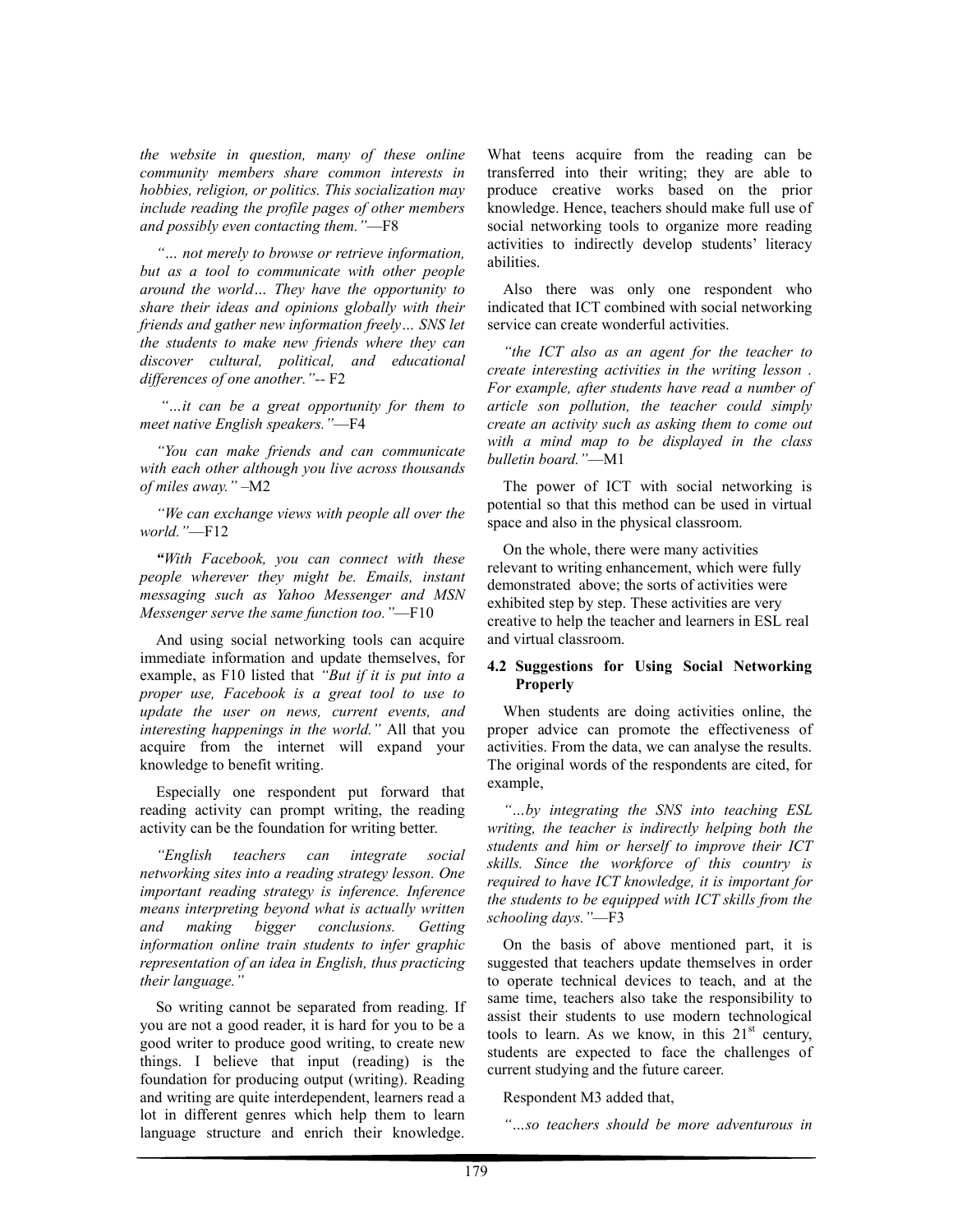*the website in question, many of these online community members share common interests in hobbies, religion, or politics. This socialization may include reading the profile pages of other members and possibly even contacting them."*—F8

*"… not merely to browse or retrieve information, but as a tool to communicate with other people around the world… They have the opportunity to share their ideas and opinions globally with their friends and gather new information freely… SNS let the students to make new friends where they can discover cultural, political, and educational differences of one another."*-- F2

*"…it can be a great opportunity for them to meet native English speakers."*—F4

*"You can make friends and can communicate with each other although you live across thousands of miles away."* –M2

*"We can exchange views with people all over the world."*—F12

***"****With Facebook, you can connect with these people wherever they might be. Emails, instant messaging such as Yahoo Messenger and MSN Messenger serve the same function too."*—F10

And using social networking tools can acquire immediate information and update themselves, for example, as F10 listed that *"But if it is put into a proper use, Facebook is a great tool to use to update the user on news, current events, and interesting happenings in the world."* All that you acquire from the internet will expand your knowledge to benefit writing.

Especially one respondent put forward that reading activity can prompt writing, the reading activity can be the foundation for writing better.

*"English teachers can integrate social networking sites into a reading strategy lesson. One important reading strategy is inference. Inference means interpreting beyond what is actually written and making bigger conclusions. Getting information online train students to infer graphic representation of an idea in English, thus practicing their language."*

So writing cannot be separated from reading. If you are not a good reader, it is hard for you to be a good writer to produce good writing, to create new things. I believe that input (reading) is the foundation for producing output (writing). Reading and writing are quite interdependent, learners read a lot in different genres which help them to learn language structure and enrich their knowledge. What teens acquire from the reading can be transferred into their writing; they are able to produce creative works based on the prior knowledge. Hence, teachers should make full use of social networking tools to organize more reading activities to indirectly develop students' literacy abilities.

Also there was only one respondent who indicated that ICT combined with social networking service can create wonderful activities.

*"the ICT also as an agent for the teacher to create interesting activities in the writing lesson . For example, after students have read a number of article son pollution, the teacher could simply create an activity such as asking them to come out with a mind map to be displayed in the class bulletin board."*—M1

The power of ICT with social networking is potential so that this method can be used in virtual space and also in the physical classroom.

On the whole, there were many activities relevant to writing enhancement, which were fully demonstrated above; the sorts of activities were exhibited step by step. These activities are very creative to help the teacher and learners in ESL real and virtual classroom.

### 4.2 Suggestions for Using Social Networking Properly

When students are doing activities online, the proper advice can promote the effectiveness of activities. From the data, we can analyse the results. The original words of the respondents are cited, for example,

*"…by integrating the SNS into teaching ESL writing, the teacher is indirectly helping both the students and him or herself to improve their ICT skills. Since the workforce of this country is required to have ICT knowledge, it is important for the students to be equipped with ICT skills from the schooling days."*—F3

On the basis of above mentioned part, it is suggested that teachers update themselves in order to operate technical devices to teach, and at the same time, teachers also take the responsibility to assist their students to use modern technological tools to learn. As we know, in this 21st century, students are expected to face the challenges of current studying and the future career.

Respondent M3 added that,

*"…so teachers should be more adventurous in*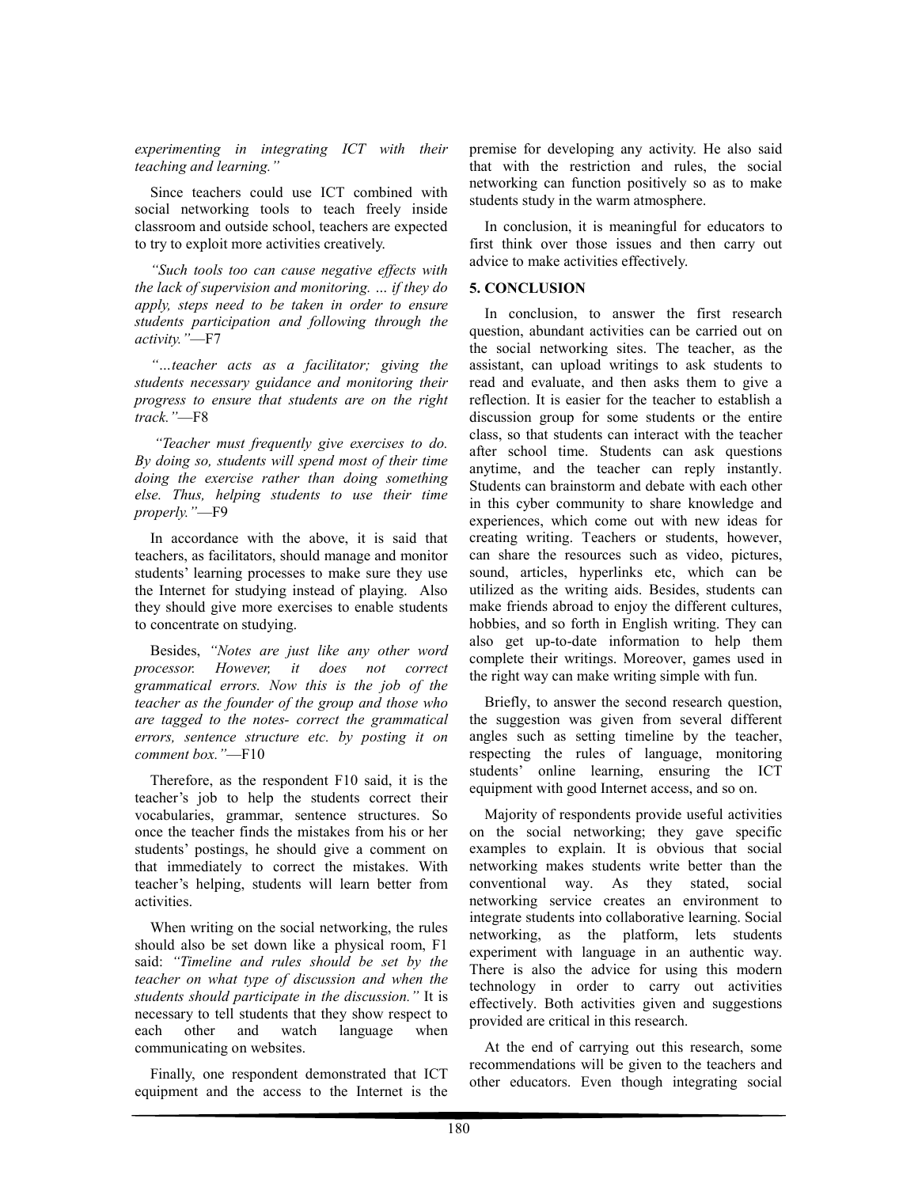*experimenting in integrating ICT with their teaching and learning."*

Since teachers could use ICT combined with social networking tools to teach freely inside classroom and outside school, teachers are expected to try to exploit more activities creatively.

*"Such tools too can cause negative effects with the lack of supervision and monitoring. … if they do apply, steps need to be taken in order to ensure students participation and following through the activity."*—F7

*"…teacher acts as a facilitator; giving the students necessary guidance and monitoring their progress to ensure that students are on the right track."*—F8

*"Teacher must frequently give exercises to do. By doing so, students will spend most of their time doing the exercise rather than doing something else. Thus, helping students to use their time properly."*—F9

In accordance with the above, it is said that teachers, as facilitators, should manage and monitor students' learning processes to make sure they use the Internet for studying instead of playing. Also they should give more exercises to enable students to concentrate on studying.

Besides, *"Notes are just like any other word processor. However, it does not correct grammatical errors. Now this is the job of the teacher as the founder of the group and those who are tagged to the notes- correct the grammatical errors, sentence structure etc. by posting it on comment box."*—F10

Therefore, as the respondent F10 said, it is the teacher's job to help the students correct their vocabularies, grammar, sentence structures. So once the teacher finds the mistakes from his or her students' postings, he should give a comment on that immediately to correct the mistakes. With teacher's helping, students will learn better from activities.

When writing on the social networking, the rules should also be set down like a physical room, F1 said: *"Timeline and rules should be set by the teacher on what type of discussion and when the students should participate in the discussion."* It is necessary to tell students that they show respect to each other and watch language when communicating on websites.

Finally, one respondent demonstrated that ICT equipment and the access to the Internet is the premise for developing any activity. He also said that with the restriction and rules, the social networking can function positively so as to make students study in the warm atmosphere.

In conclusion, it is meaningful for educators to first think over those issues and then carry out advice to make activities effectively.

## 5. CONCLUSION

In conclusion, to answer the first research question, abundant activities can be carried out on the social networking sites. The teacher, as the assistant, can upload writings to ask students to read and evaluate, and then asks them to give a reflection. It is easier for the teacher to establish a discussion group for some students or the entire class, so that students can interact with the teacher after school time. Students can ask questions anytime, and the teacher can reply instantly. Students can brainstorm and debate with each other in this cyber community to share knowledge and experiences, which come out with new ideas for creating writing. Teachers or students, however, can share the resources such as video, pictures, sound, articles, hyperlinks etc, which can be utilized as the writing aids. Besides, students can make friends abroad to enjoy the different cultures, hobbies, and so forth in English writing. They can also get up-to-date information to help them complete their writings. Moreover, games used in the right way can make writing simple with fun.

Briefly, to answer the second research question, the suggestion was given from several different angles such as setting timeline by the teacher, respecting the rules of language, monitoring students' online learning, ensuring the ICT equipment with good Internet access, and so on.

Majority of respondents provide useful activities on the social networking; they gave specific examples to explain. It is obvious that social networking makes students write better than the conventional way. As they stated, social networking service creates an environment to integrate students into collaborative learning. Social networking, as the platform, lets students experiment with language in an authentic way. There is also the advice for using this modern technology in order to carry out activities effectively. Both activities given and suggestions provided are critical in this research.

At the end of carrying out this research, some recommendations will be given to the teachers and other educators. Even though integrating social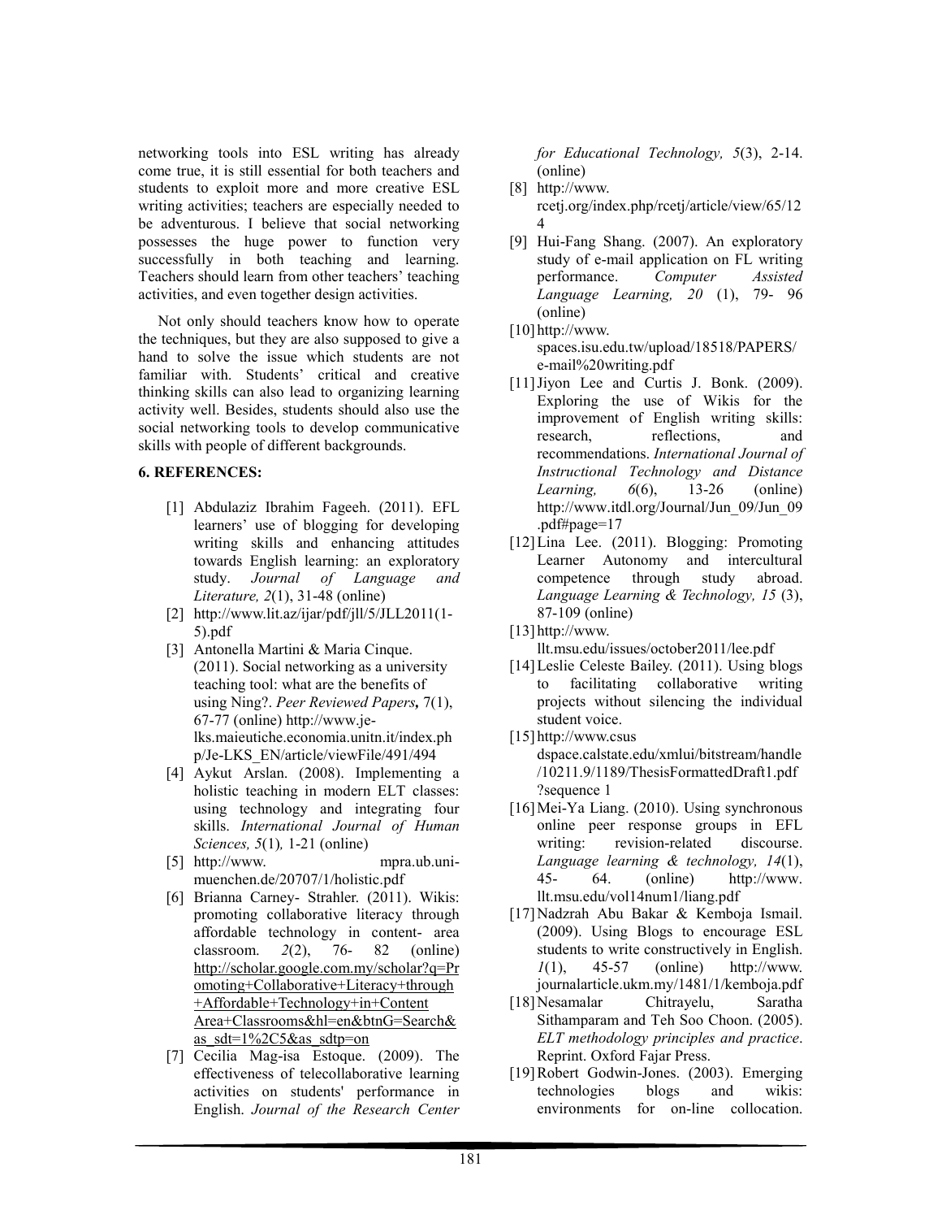networking tools into ESL writing has already come true, it is still essential for both teachers and students to exploit more and more creative ESL writing activities; teachers are especially needed to be adventurous. I believe that social networking possesses the huge power to function very successfully in both teaching and learning. Teachers should learn from other teachers' teaching activities, and even together design activities.

Not only should teachers know how to operate the techniques, but they are also supposed to give a hand to solve the issue which students are not familiar with. Students' critical and creative thinking skills can also lead to organizing learning activity well. Besides, students should also use the social networking tools to develop communicative skills with people of different backgrounds.

## 6. REFERENCES:

[1] Abdulaziz Ibrahim Fageeh. (2011). EFL learners' use of blogging for developing writing skills and enhancing attitudes towards English learning: an exploratory study. *Journal of Language and Literature, 2*(1), 31-48 (online)

[2] http://www.lit.az/ijar/pdf/jll/5/JLL2011(1-5).pdf

[3] Antonella Martini & Maria Cinque. (2011). Social networking as a university teaching tool: what are the benefits of using Ning?. *Peer Reviewed Papers,* 7(1), 67-77 (online) http://www.je-lks.maieutiche.economia.unitn.it/index.php/Je-LKS_EN/article/viewFile/491/494

[4] Aykut Arslan. (2008). Implementing a holistic teaching in modern ELT classes: using technology and integrating four skills. *International Journal of Human Sciences, 5*(1), 1-21 (online)

[5] http://www. mpra.ub.uni-muenchen.de/20707/1/holistic.pdf

[6] Brianna Carney- Strahler. (2011). Wikis: promoting collaborative literacy through affordable technology in content- area classroom. *2*(2), 76- 82 (online) http://scholar.google.com.my/scholar?q=Promoting+Collaborative+Literacy+through+Affordable+Technology+in+Content Area+Classrooms&hl=en&btnG=Search&as_sdt=1%2C5&as_sdtp=on

[7] Cecilia Mag-isa Estoque. (2009). The effectiveness of telecollaborative learning activities on students' performance in English. *Journal of the Research Center for Educational Technology, 5*(3), 2-14. (online)

[8] http://www. rcetj.org/index.php/rcetj/article/view/65/124

[9] Hui-Fang Shang. (2007). An exploratory study of e-mail application on FL writing performance. *Computer Assisted Language Learning, 20* (1), 79- 96 (online)

[10] http://www. spaces.isu.edu.tw/upload/18518/PAPERS/e-mail%20writing.pdf

[11] Jiyon Lee and Curtis J. Bonk. (2009). Exploring the use of Wikis for the improvement of English writing skills: research, reflections, and recommendations. *International Journal of Instructional Technology and Distance Learning, 6*(6), 13-26 (online) http://www.itdl.org/Journal/Jun_09/Jun_09.pdf#page=17

[12] Lina Lee. (2011). Blogging: Promoting Learner Autonomy and intercultural competence through study abroad. *Language Learning & Technology, 15* (3), 87-109 (online)

[13] http://www. llt.msu.edu/issues/october2011/lee.pdf

[14] Leslie Celeste Bailey. (2011). Using blogs to facilitating collaborative writing projects without silencing the individual student voice.

[15] http://www.csus dspace.calstate.edu/xmlui/bitstream/handle/10211.9/1189/ThesisFormattedDraft1.pdf?sequence 1

[16] Mei-Ya Liang. (2010). Using synchronous online peer response groups in EFL writing: revision-related discourse. *Language learning & technology, 14*(1), 45- 64. (online) http://www. llt.msu.edu/vol14num1/liang.pdf

[17] Nadzrah Abu Bakar & Kemboja Ismail. (2009). Using Blogs to encourage ESL students to write constructively in English. *1*(1), 45-57 (online) http://www. journalarticle.ukm.my/1481/1/kemboja.pdf

[18] Nesamalar Chitrayelu, Saratha Sithamparam and Teh Soo Choon. (2005). *ELT methodology principles and practice*. Reprint. Oxford Fajar Press.

[19] Robert Godwin-Jones. (2003). Emerging technologies blogs and wikis: environments for on-line collocation.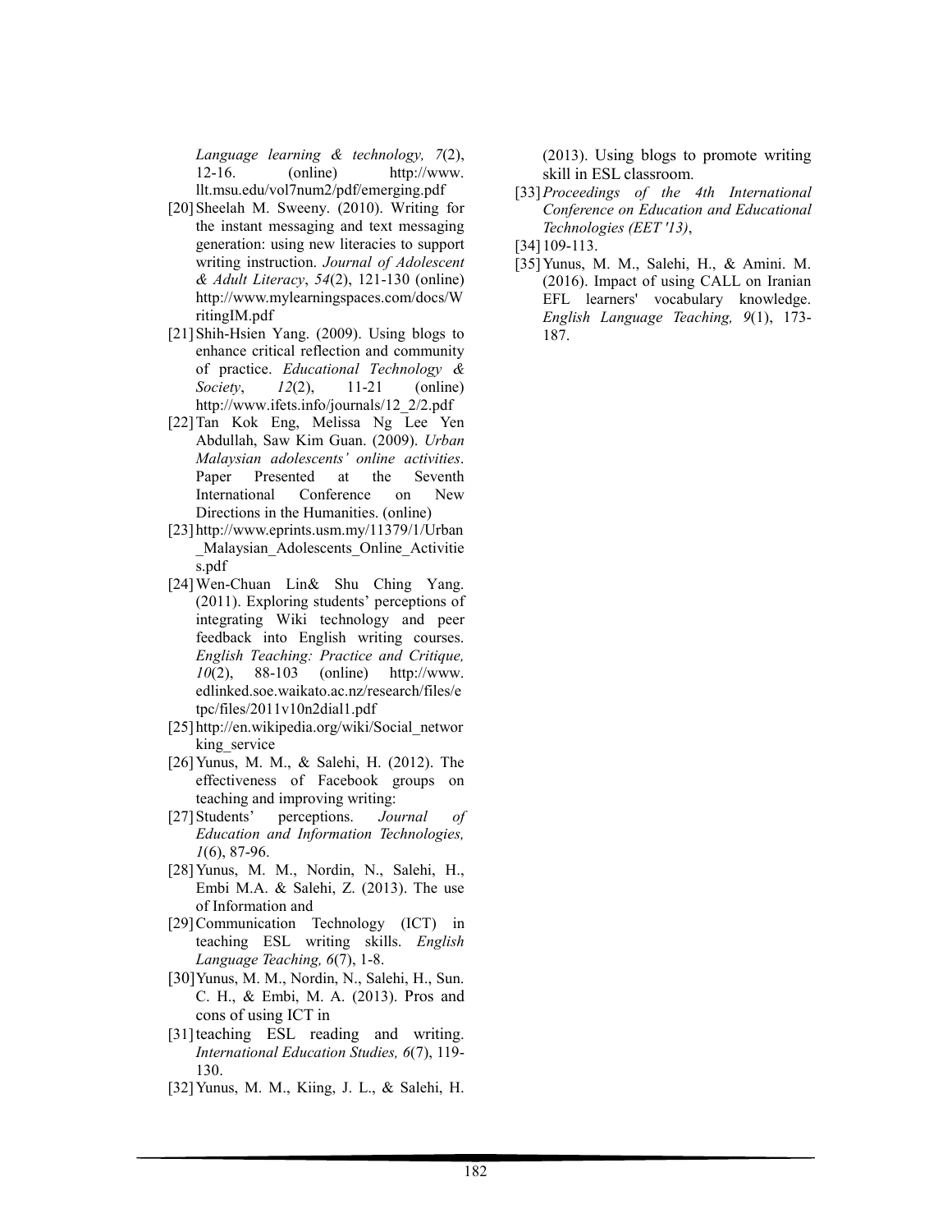*Language learning & technology, 7*(2), 12-16. (online) http://www.llt.msu.edu/vol7num2/pdf/emerging.pdf

[20] Sheelah M. Sweeny. (2010). Writing for the instant messaging and text messaging generation: using new literacies to support writing instruction. *Journal of Adolescent & Adult Literacy*, *54*(2), 121-130 (online) http://www.mylearningspaces.com/docs/WritingIM.pdf

[21] Shih-Hsien Yang. (2009). Using blogs to enhance critical reflection and community of practice. *Educational Technology & Society*, *12*(2), 11-21 (online) http://www.ifets.info/journals/12_2/2.pdf

[22] Tan Kok Eng, Melissa Ng Lee Yen Abdullah, Saw Kim Guan. (2009). *Urban Malaysian adolescents' online activities*. Paper Presented at the Seventh International Conference on New Directions in the Humanities. (online)

[23] http://www.eprints.usm.my/11379/1/Urban_Malaysian_Adolescents_Online_Activities.pdf

[24] Wen-Chuan Lin& Shu Ching Yang. (2011). Exploring students' perceptions of integrating Wiki technology and peer feedback into English writing courses. *English Teaching: Practice and Critique, 10*(2), 88-103 (online) http://www.edlinked.soe.waikato.ac.nz/research/files/etpc/files/2011v10n2dial1.pdf

[25] http://en.wikipedia.org/wiki/Social_networking_service

[26] Yunus, M. M., & Salehi, H. (2012). The effectiveness of Facebook groups on teaching and improving writing:

[27] Students' perceptions. *Journal of Education and Information Technologies, 1*(6), 87-96.

[28] Yunus, M. M., Nordin, N., Salehi, H., Embi M.A. & Salehi, Z. (2013). The use of Information and

[29] Communication Technology (ICT) in teaching ESL writing skills. *English Language Teaching, 6*(7), 1-8.

[30] Yunus, M. M., Nordin, N., Salehi, H., Sun. C. H., & Embi, M. A. (2013). Pros and cons of using ICT in

[31] teaching ESL reading and writing. *International Education Studies, 6*(7), 119-130.

[32] Yunus, M. M., Kiing, J. L., & Salehi, H. (2013). Using blogs to promote writing skill in ESL classroom.

[33] *Proceedings of the 4th International Conference on Education and Educational Technologies (EET '13)*,

[34] 109-113.

[35] Yunus, M. M., Salehi, H., & Amini. M. (2016). Impact of using CALL on Iranian EFL learners' vocabulary knowledge. *English Language Teaching, 9*(1), 173-187.